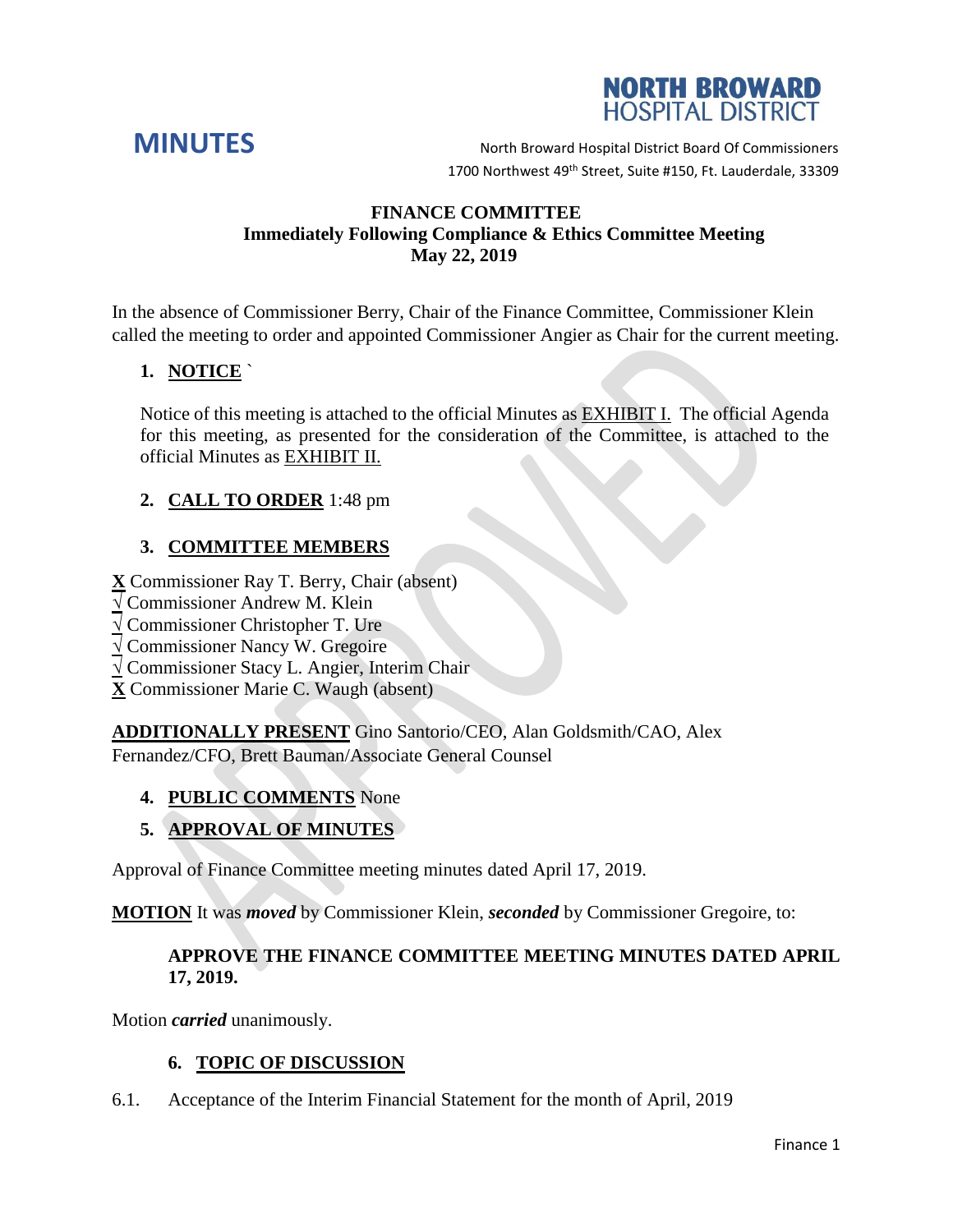# MINUTES

**NORTH BROWARD HOSPITAL DISTRICT**

North Broward Hospital District Board Of Commissioners
1700 Northwest 49th Street, Suite #150, Ft. Lauderdale, 33309

**FINANCE COMMITTEE**
**Immediately Following Compliance & Ethics Committee Meeting**
**May 22, 2019**

In the absence of Commissioner Berry, Chair of the Finance Committee, Commissioner Klein called the meeting to order and appointed Commissioner Angier as Chair for the current meeting.

1. **NOTICE** `

   Notice of this meeting is attached to the official Minutes as EXHIBIT I. The official Agenda for this meeting, as presented for the consideration of the Committee, is attached to the official Minutes as EXHIBIT II.

2. **CALL TO ORDER** 1:48 pm

3. **COMMITTEE MEMBERS**

**X** Commissioner Ray T. Berry, Chair (absent)
√ Commissioner Andrew M. Klein
√ Commissioner Christopher T. Ure
√ Commissioner Nancy W. Gregoire
√ Commissioner Stacy L. Angier, Interim Chair
**X** Commissioner Marie C. Waugh (absent)

**ADDITIONALLY PRESENT** Gino Santorio/CEO, Alan Goldsmith/CAO, Alex Fernandez/CFO, Brett Bauman/Associate General Counsel

4. **PUBLIC COMMENTS** None

5. **APPROVAL OF MINUTES**

Approval of Finance Committee meeting minutes dated April 17, 2019.

**MOTION** It was ***moved*** by Commissioner Klein, ***seconded*** by Commissioner Gregoire, to:

**APPROVE THE FINANCE COMMITTEE MEETING MINUTES DATED APRIL 17, 2019.**

Motion ***carried*** unanimously.

6. **TOPIC OF DISCUSSION**

6.1. Acceptance of the Interim Financial Statement for the month of April, 2019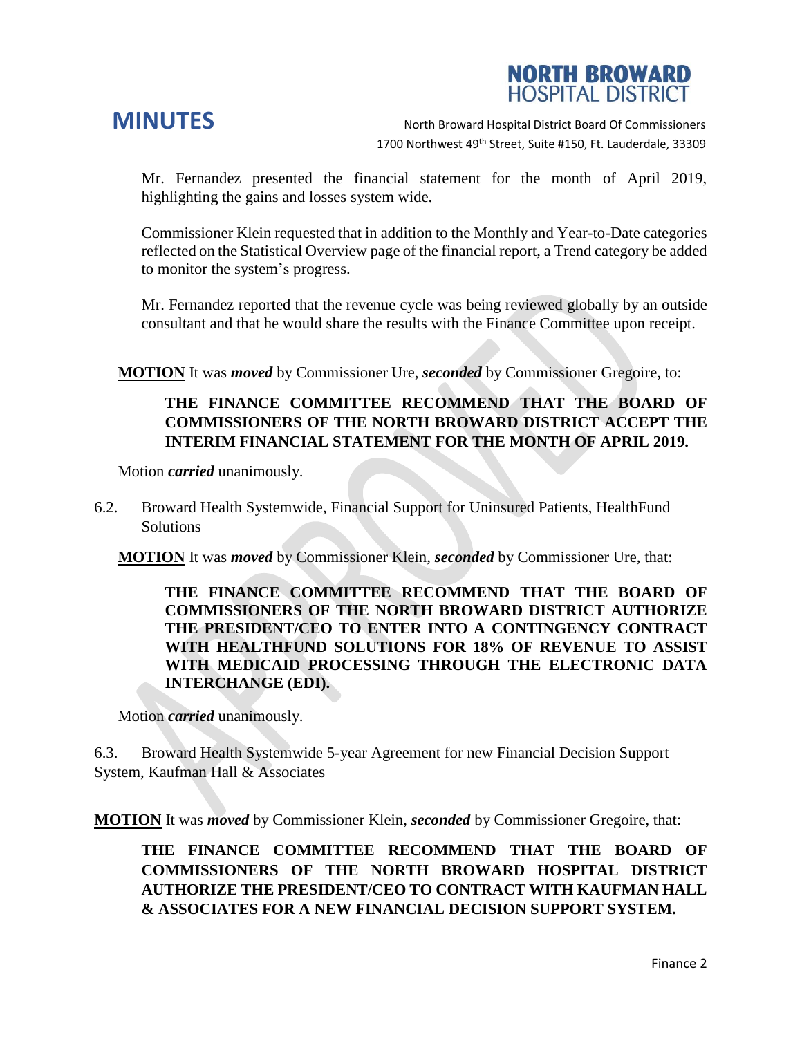Mr. Fernandez presented the financial statement for the month of April 2019, highlighting the gains and losses system wide.

Commissioner Klein requested that in addition to the Monthly and Year-to-Date categories reflected on the Statistical Overview page of the financial report, a Trend category be added to monitor the system's progress.

Mr. Fernandez reported that the revenue cycle was being reviewed globally by an outside consultant and that he would share the results with the Finance Committee upon receipt.

**MOTION** It was ***moved*** by Commissioner Ure, ***seconded*** by Commissioner Gregoire, to:

**THE FINANCE COMMITTEE RECOMMEND THAT THE BOARD OF COMMISSIONERS OF THE NORTH BROWARD DISTRICT ACCEPT THE INTERIM FINANCIAL STATEMENT FOR THE MONTH OF APRIL 2019.**

Motion ***carried*** unanimously.

6.2. Broward Health Systemwide, Financial Support for Uninsured Patients, HealthFund Solutions

**MOTION** It was ***moved*** by Commissioner Klein, ***seconded*** by Commissioner Ure, that:

**THE FINANCE COMMITTEE RECOMMEND THAT THE BOARD OF COMMISSIONERS OF THE NORTH BROWARD DISTRICT AUTHORIZE THE PRESIDENT/CEO TO ENTER INTO A CONTINGENCY CONTRACT WITH HEALTHFUND SOLUTIONS FOR 18% OF REVENUE TO ASSIST WITH MEDICAID PROCESSING THROUGH THE ELECTRONIC DATA INTERCHANGE (EDI).**

Motion ***carried*** unanimously.

6.3. Broward Health Systemwide 5-year Agreement for new Financial Decision Support System, Kaufman Hall & Associates

**MOTION** It was ***moved*** by Commissioner Klein, ***seconded*** by Commissioner Gregoire, that:

**THE FINANCE COMMITTEE RECOMMEND THAT THE BOARD OF COMMISSIONERS OF THE NORTH BROWARD HOSPITAL DISTRICT AUTHORIZE THE PRESIDENT/CEO TO CONTRACT WITH KAUFMAN HALL & ASSOCIATES FOR A NEW FINANCIAL DECISION SUPPORT SYSTEM.**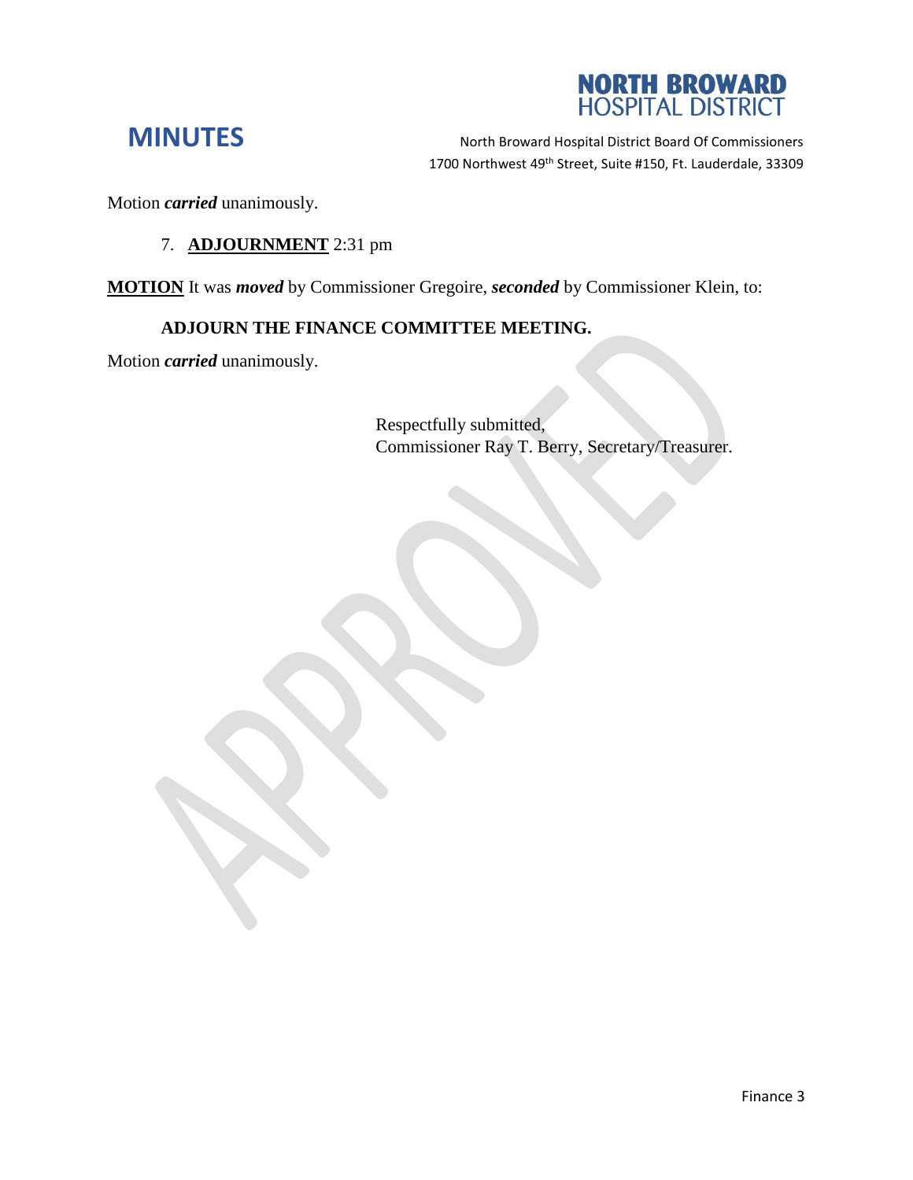# MINUTES

North Broward Hospital District Board Of Commissioners
1700 Northwest 49th Street, Suite #150, Ft. Lauderdale, 33309

Motion ***carried*** unanimously.

7. **ADJOURNMENT** 2:31 pm

**MOTION** It was ***moved*** by Commissioner Gregoire, ***seconded*** by Commissioner Klein, to:

**ADJOURN THE FINANCE COMMITTEE MEETING.**

Motion ***carried*** unanimously.

Respectfully submitted,
Commissioner Ray T. Berry, Secretary/Treasurer.